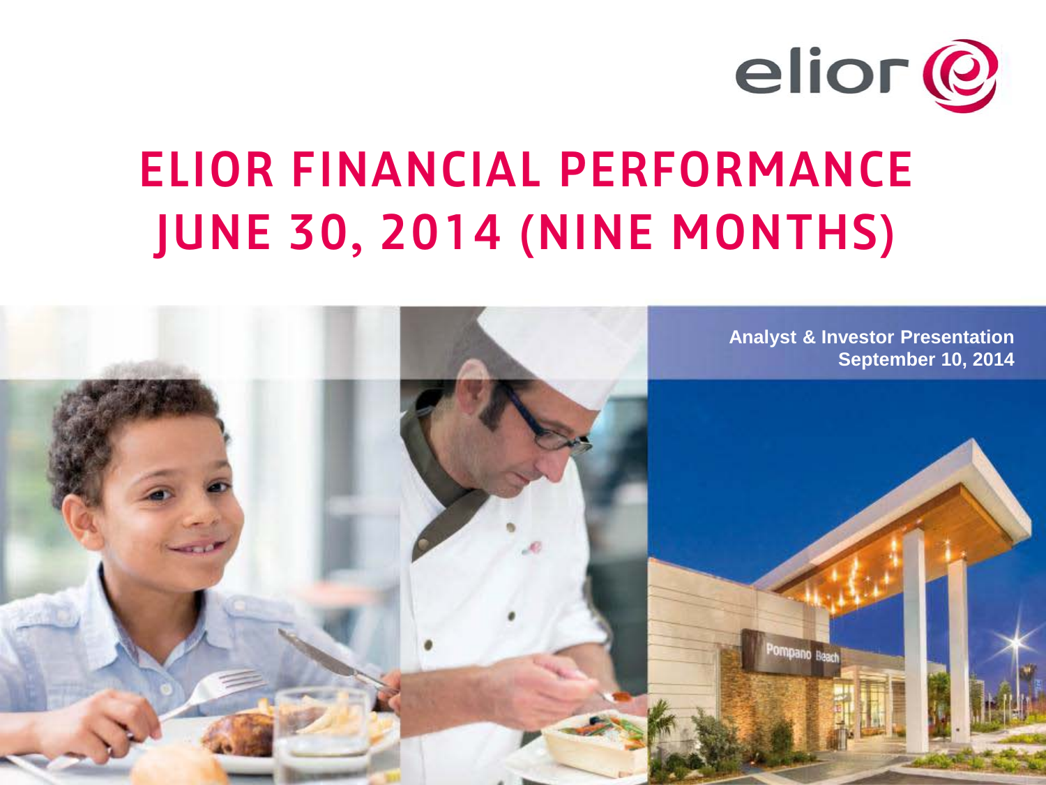elior

# ELIOR FINANCIAL PERFORMANCE JUNE 30, 2014 (NINE MONTHS)

**Analyst & Investor Presentation**
**September 10, 2014**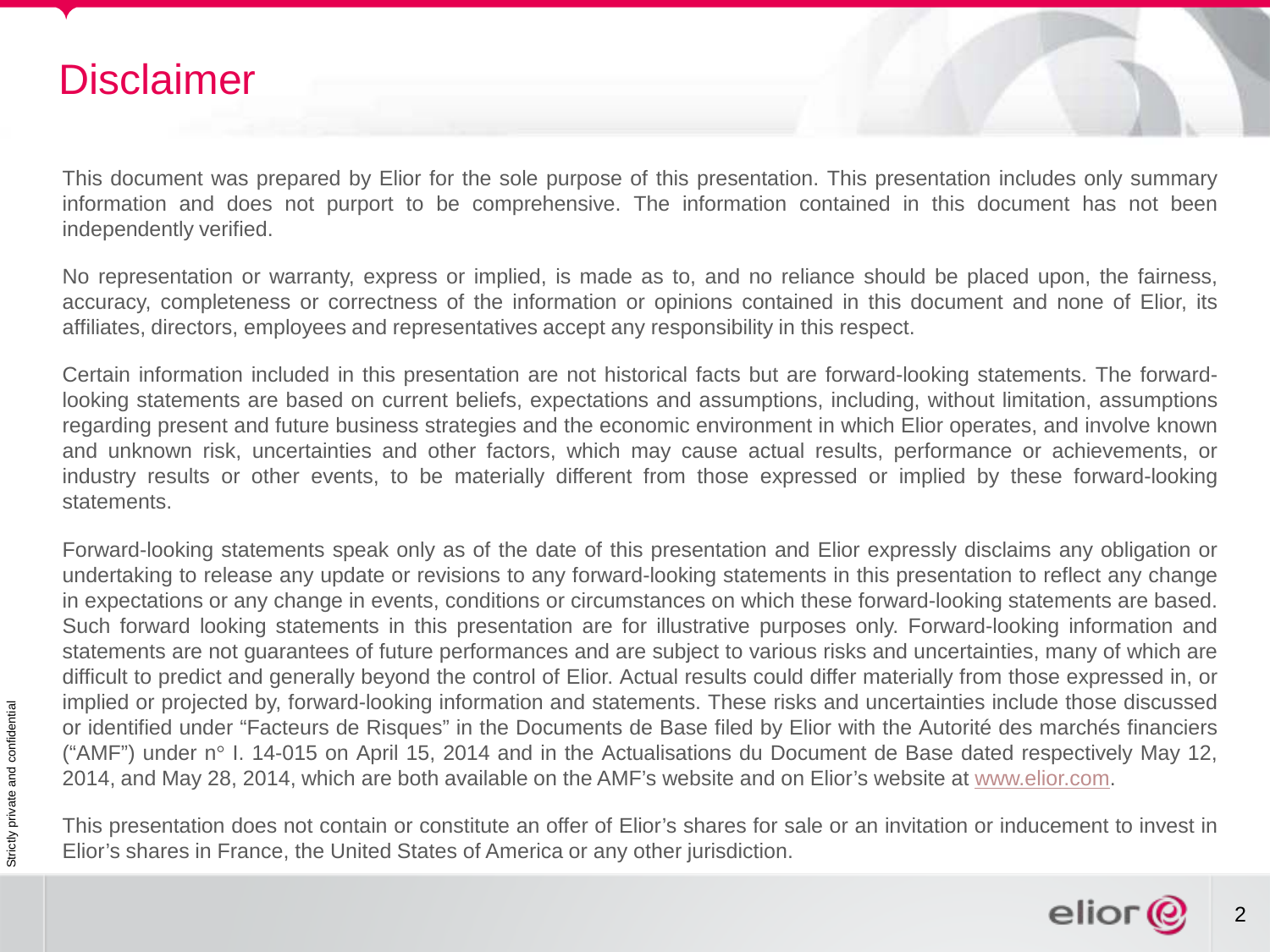# Disclaimer

This document was prepared by Elior for the sole purpose of this presentation. This presentation includes only summary information and does not purport to be comprehensive. The information contained in this document has not been independently verified.

No representation or warranty, express or implied, is made as to, and no reliance should be placed upon, the fairness, accuracy, completeness or correctness of the information or opinions contained in this document and none of Elior, its affiliates, directors, employees and representatives accept any responsibility in this respect.

Certain information included in this presentation are not historical facts but are forward-looking statements. The forward-looking statements are based on current beliefs, expectations and assumptions, including, without limitation, assumptions regarding present and future business strategies and the economic environment in which Elior operates, and involve known and unknown risk, uncertainties and other factors, which may cause actual results, performance or achievements, or industry results or other events, to be materially different from those expressed or implied by these forward-looking statements.

Forward-looking statements speak only as of the date of this presentation and Elior expressly disclaims any obligation or undertaking to release any update or revisions to any forward-looking statements in this presentation to reflect any change in expectations or any change in events, conditions or circumstances on which these forward-looking statements are based. Such forward looking statements in this presentation are for illustrative purposes only. Forward-looking information and statements are not guarantees of future performances and are subject to various risks and uncertainties, many of which are difficult to predict and generally beyond the control of Elior. Actual results could differ materially from those expressed in, or implied or projected by, forward-looking information and statements. These risks and uncertainties include those discussed or identified under “Facteurs de Risques” in the Documents de Base filed by Elior with the Autorité des marchés financiers (“AMF”) under n° I. 14-015 on April 15, 2014 and in the Actualisations du Document de Base dated respectively May 12, 2014, and May 28, 2014, which are both available on the AMF’s website and on Elior’s website at www.elior.com.

This presentation does not contain or constitute an offer of Elior’s shares for sale or an invitation or inducement to invest in Elior’s shares in France, the United States of America or any other jurisdiction.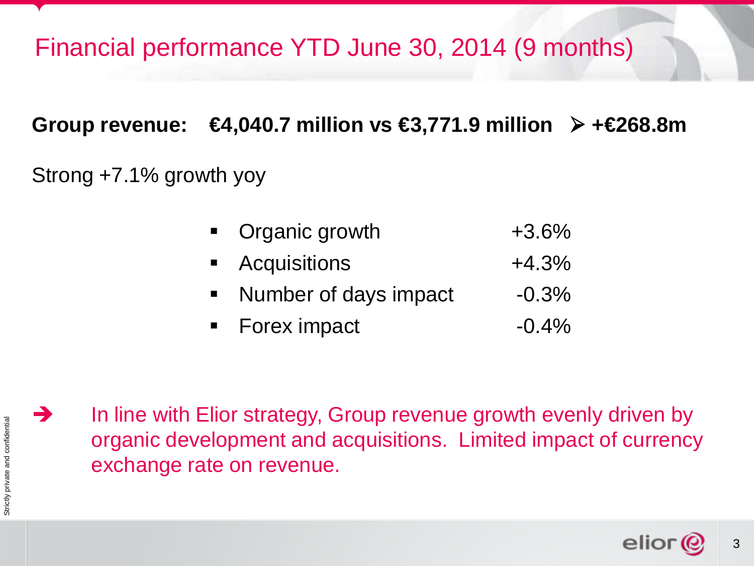# Financial performance YTD June 30, 2014 (9 months)

**Group revenue: €4,040.7 million vs €3,771.9 million ➢ +€268.8m**

Strong +7.1% growth yoy

| | |
|---|---|
| Organic growth | +3.6% |
| Acquisitions | +4.3% |
| Number of days impact | -0.3% |
| Forex impact | -0.4% |

➔ In line with Elior strategy, Group revenue growth evenly driven by organic development and acquisitions. Limited impact of currency exchange rate on revenue.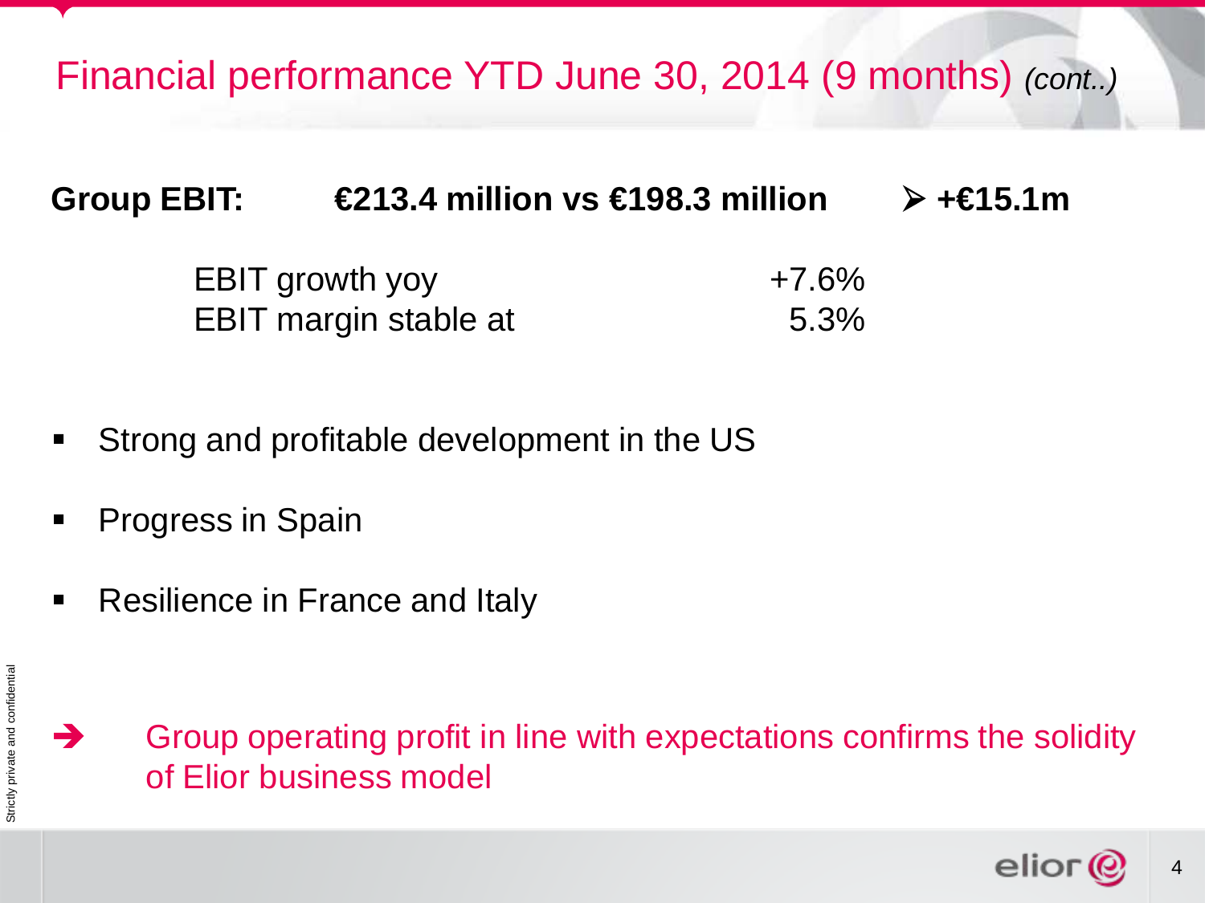# Financial performance YTD June 30, 2014 (9 months) *(cont..)*

**Group EBIT: €213.4 million vs €198.3 million ➢ +€15.1m**

| | |
|---|---|
| EBIT growth yoy | +7.6% |
| EBIT margin stable at | 5.3% |

- Strong and profitable development in the US
- Progress in Spain
- Resilience in France and Italy

➔ Group operating profit in line with expectations confirms the solidity of Elior business model

Strictly private and confidential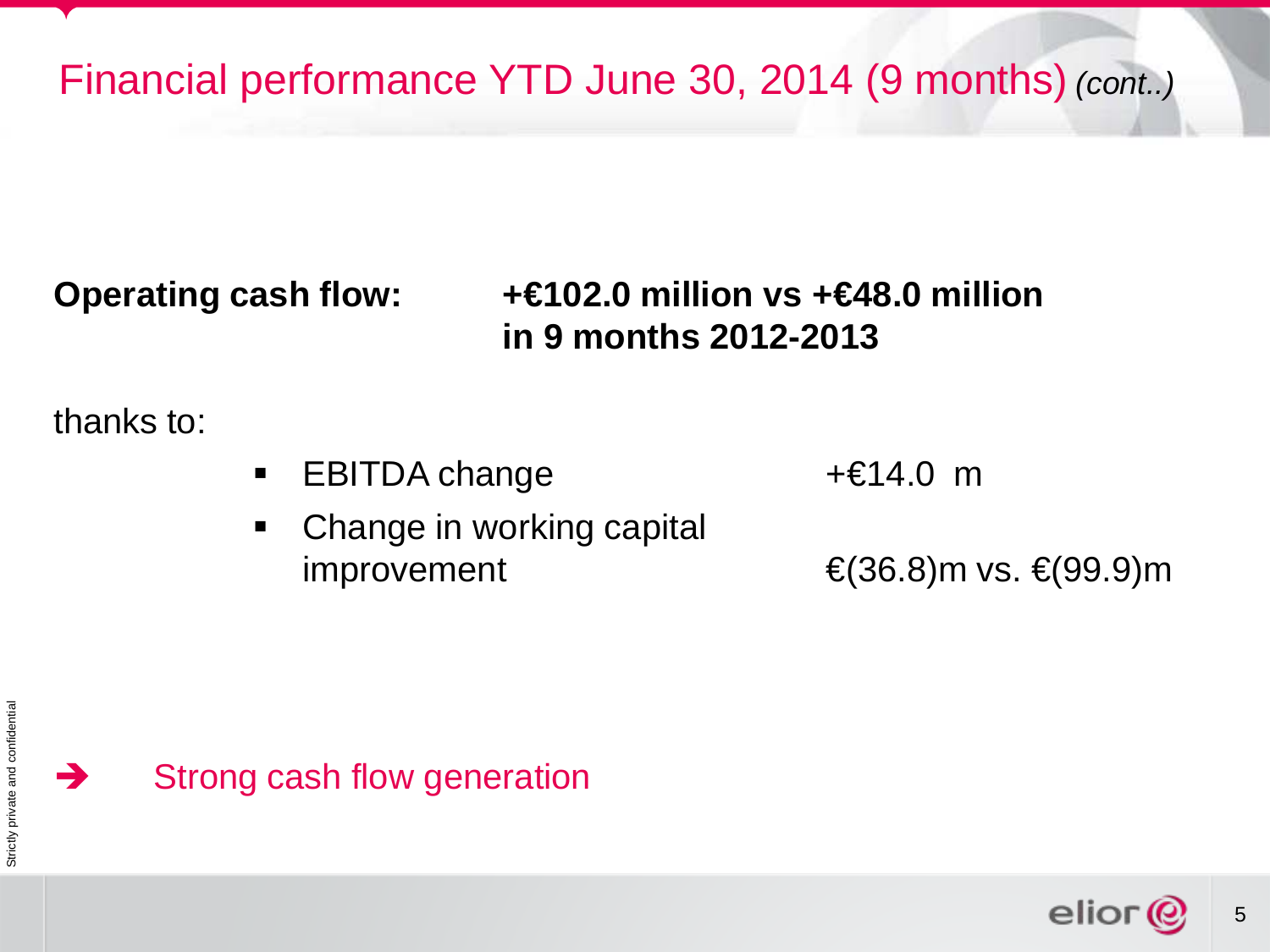# Financial performance YTD June 30, 2014 (9 months) *(cont..)*

**Operating cash flow:** **+€102.0 million vs +€48.0 million in 9 months 2012-2013**

thanks to:

- EBITDA change +€14.0 m
- Change in working capital improvement €(36.8)m vs. €(99.9)m

➔ Strong cash flow generation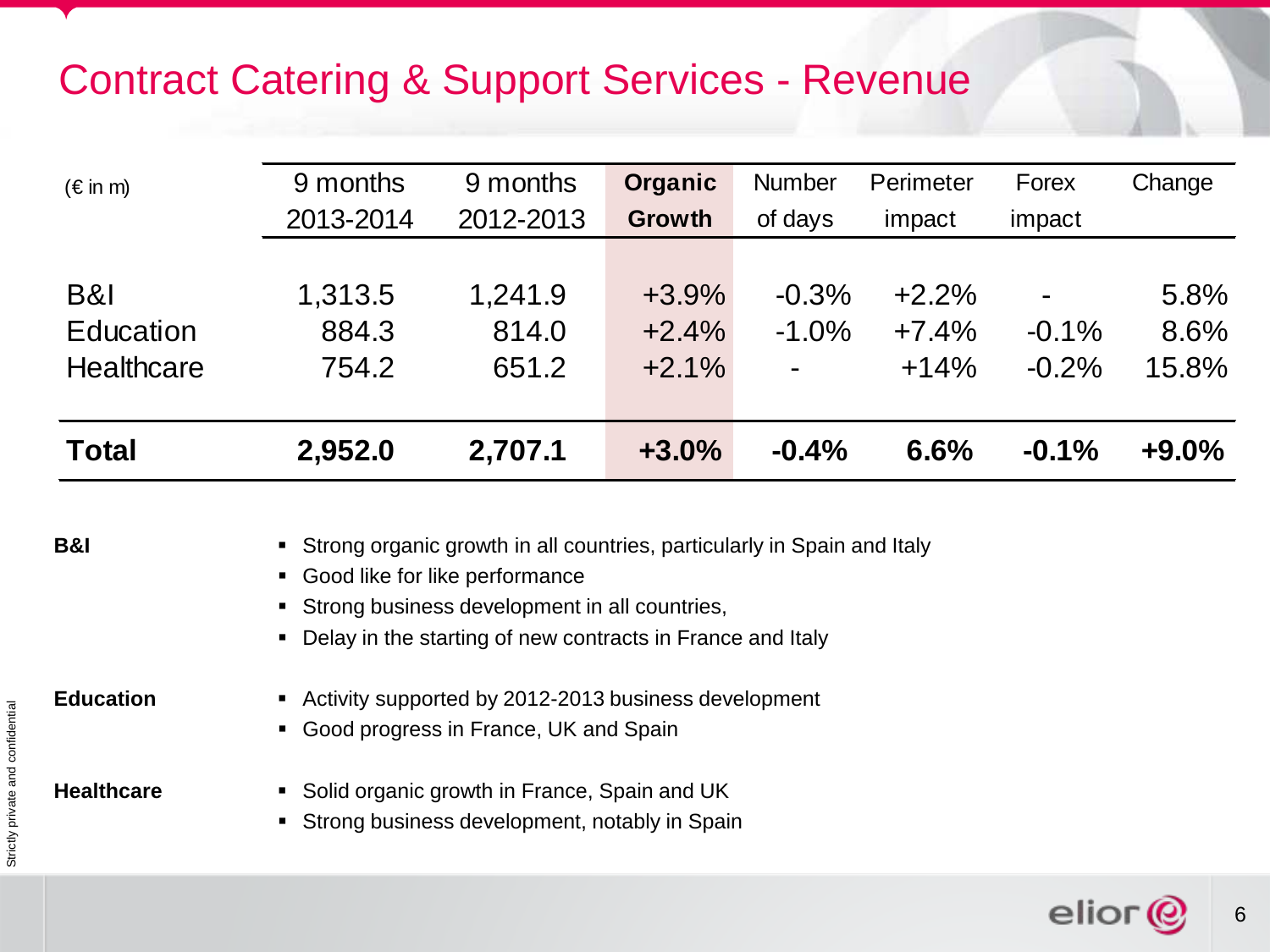# Contract Catering & Support Services - Revenue

| (€ in m) | 9 months 2013-2014 | 9 months 2012-2013 | Organic Growth | Number of days | Perimeter impact | Forex impact | Change |
|---|---|---|---|---|---|---|---|
| B&I | 1,313.5 | 1,241.9 | +3.9% | -0.3% | +2.2% | - | 5.8% |
| Education | 884.3 | 814.0 | +2.4% | -1.0% | +7.4% | -0.1% | 8.6% |
| Healthcare | 754.2 | 651.2 | +2.1% | - | +14% | -0.2% | 15.8% |
| **Total** | **2,952.0** | **2,707.1** | **+3.0%** | **-0.4%** | **6.6%** | **-0.1%** | **+9.0%** |

**B&I**

- Strong organic growth in all countries, particularly in Spain and Italy
- Good like for like performance
- Strong business development in all countries,
- Delay in the starting of new contracts in France and Italy

**Education**

- Activity supported by 2012-2013 business development
- Good progress in France, UK and Spain

**Healthcare**

- Solid organic growth in France, Spain and UK
- Strong business development, notably in Spain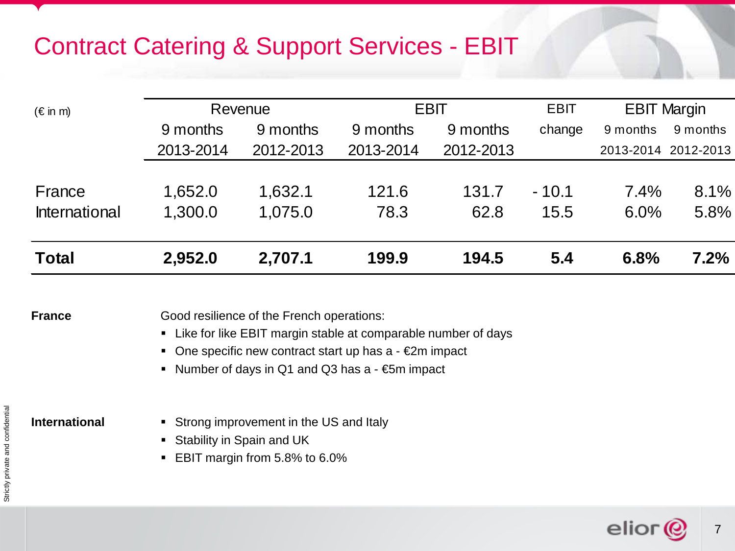# Contract Catering & Support Services - EBIT

| (€ in m) | Revenue | | EBIT | | EBIT change | EBIT Margin | |
|---|---|---|---|---|---|---|---|
| | 9 months 2013-2014 | 9 months 2012-2013 | 9 months 2013-2014 | 9 months 2012-2013 | | 9 months 2013-2014 | 9 months 2012-2013 |
| France | 1,652.0 | 1,632.1 | 121.6 | 131.7 | - 10.1 | 7.4% | 8.1% |
| International | 1,300.0 | 1,075.0 | 78.3 | 62.8 | 15.5 | 6.0% | 5.8% |
| **Total** | **2,952.0** | **2,707.1** | **199.9** | **194.5** | **5.4** | **6.8%** | **7.2%** |

**France**

Good resilience of the French operations:

- Like for like EBIT margin stable at comparable number of days
- One specific new contract start up has a - €2m impact
- Number of days in Q1 and Q3 has a - €5m impact

**International**

- Strong improvement in the US and Italy
- Stability in Spain and UK
- EBIT margin from 5.8% to 6.0%

Strictly private and confidential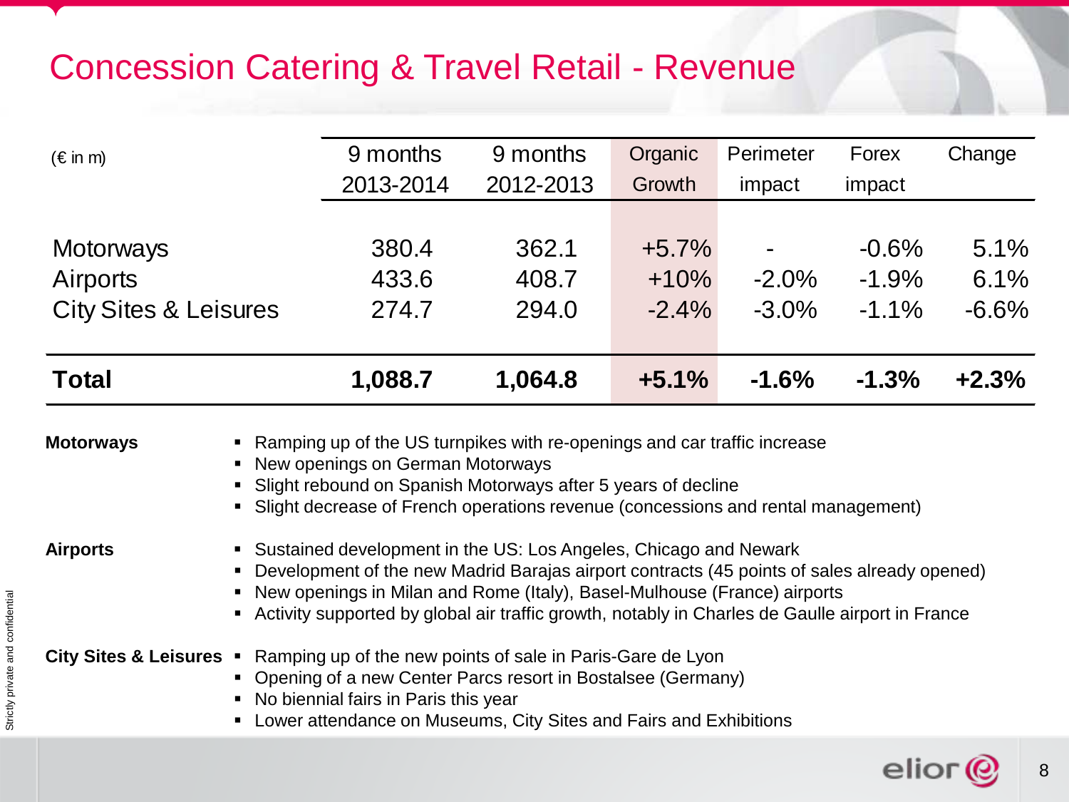# Concession Catering & Travel Retail - Revenue

| (€ in m) | 9 months 2013-2014 | 9 months 2012-2013 | Organic Growth | Perimeter impact | Forex impact | Change |
|---|---|---|---|---|---|---|
| Motorways | 380.4 | 362.1 | +5.7% | - | -0.6% | 5.1% |
| Airports | 433.6 | 408.7 | +10% | -2.0% | -1.9% | 6.1% |
| City Sites & Leisures | 274.7 | 294.0 | -2.4% | -3.0% | -1.1% | -6.6% |
| **Total** | **1,088.7** | **1,064.8** | **+5.1%** | **-1.6%** | **-1.3%** | **+2.3%** |

**Motorways**

- Ramping up of the US turnpikes with re-openings and car traffic increase
- New openings on German Motorways
- Slight rebound on Spanish Motorways after 5 years of decline
- Slight decrease of French operations revenue (concessions and rental management)

**Airports**

- Sustained development in the US: Los Angeles, Chicago and Newark
- Development of the new Madrid Barajas airport contracts (45 points of sales already opened)
- New openings in Milan and Rome (Italy), Basel-Mulhouse (France) airports
- Activity supported by global air traffic growth, notably in Charles de Gaulle airport in France

**City Sites & Leisures**

- Ramping up of the new points of sale in Paris-Gare de Lyon
- Opening of a new Center Parcs resort in Bostalsee (Germany)
- No biennial fairs in Paris this year
- Lower attendance on Museums, City Sites and Fairs and Exhibitions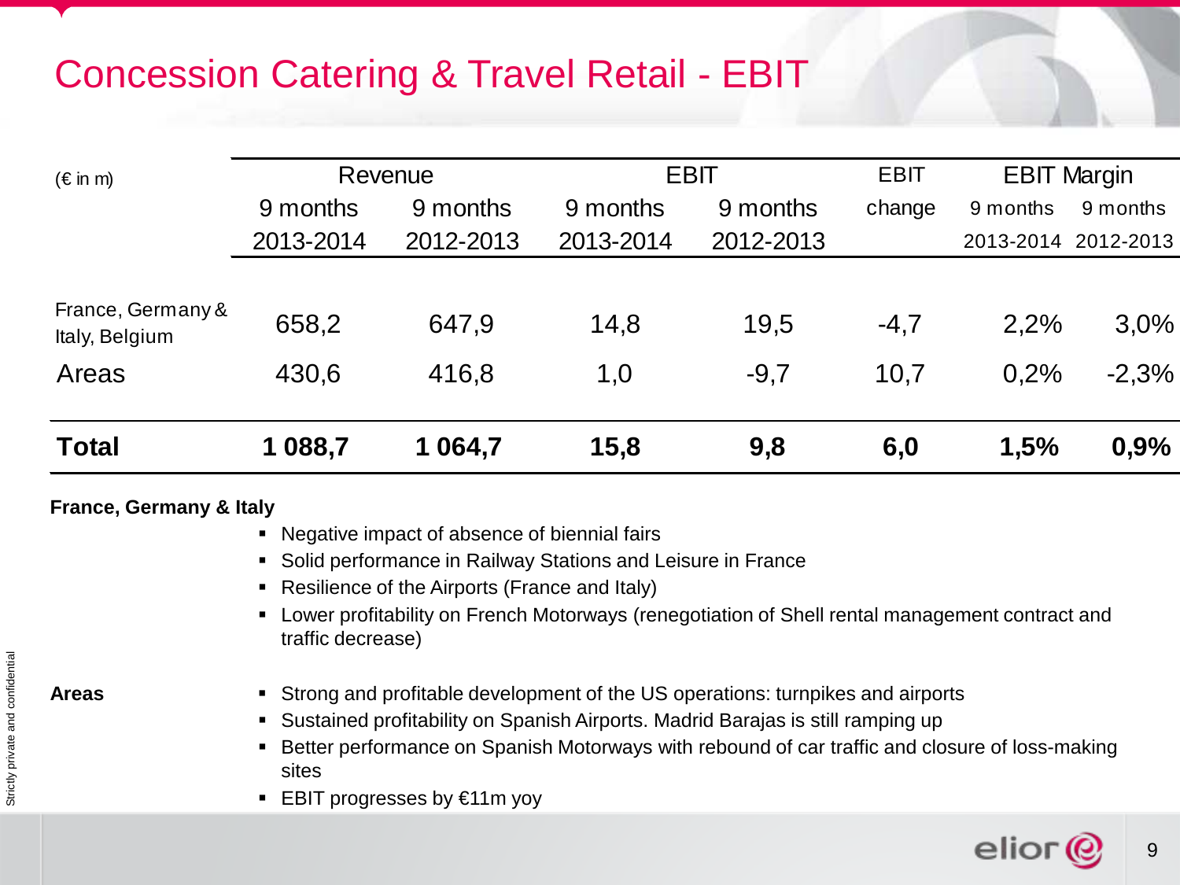# Concession Catering & Travel Retail - EBIT

| (€ in m) | Revenue | | EBIT | | EBIT change | EBIT Margin | |
|---|---|---|---|---|---|---|---|
| | 9 months 2013-2014 | 9 months 2012-2013 | 9 months 2013-2014 | 9 months 2012-2013 | | 9 months 2013-2014 | 9 months 2012-2013 |
| France, Germany & Italy, Belgium | 658,2 | 647,9 | 14,8 | 19,5 | -4,7 | 2,2% | 3,0% |
| Areas | 430,6 | 416,8 | 1,0 | -9,7 | 10,7 | 0,2% | -2,3% |
| **Total** | **1 088,7** | **1 064,7** | **15,8** | **9,8** | **6,0** | **1,5%** | **0,9%** |

**France, Germany & Italy**

- Negative impact of absence of biennial fairs
- Solid performance in Railway Stations and Leisure in France
- Resilience of the Airports (France and Italy)
- Lower profitability on French Motorways (renegotiation of Shell rental management contract and traffic decrease)

**Areas**

- Strong and profitable development of the US operations: turnpikes and airports
- Sustained profitability on Spanish Airports. Madrid Barajas is still ramping up
- Better performance on Spanish Motorways with rebound of car traffic and closure of loss-making sites
- EBIT progresses by €11m yoy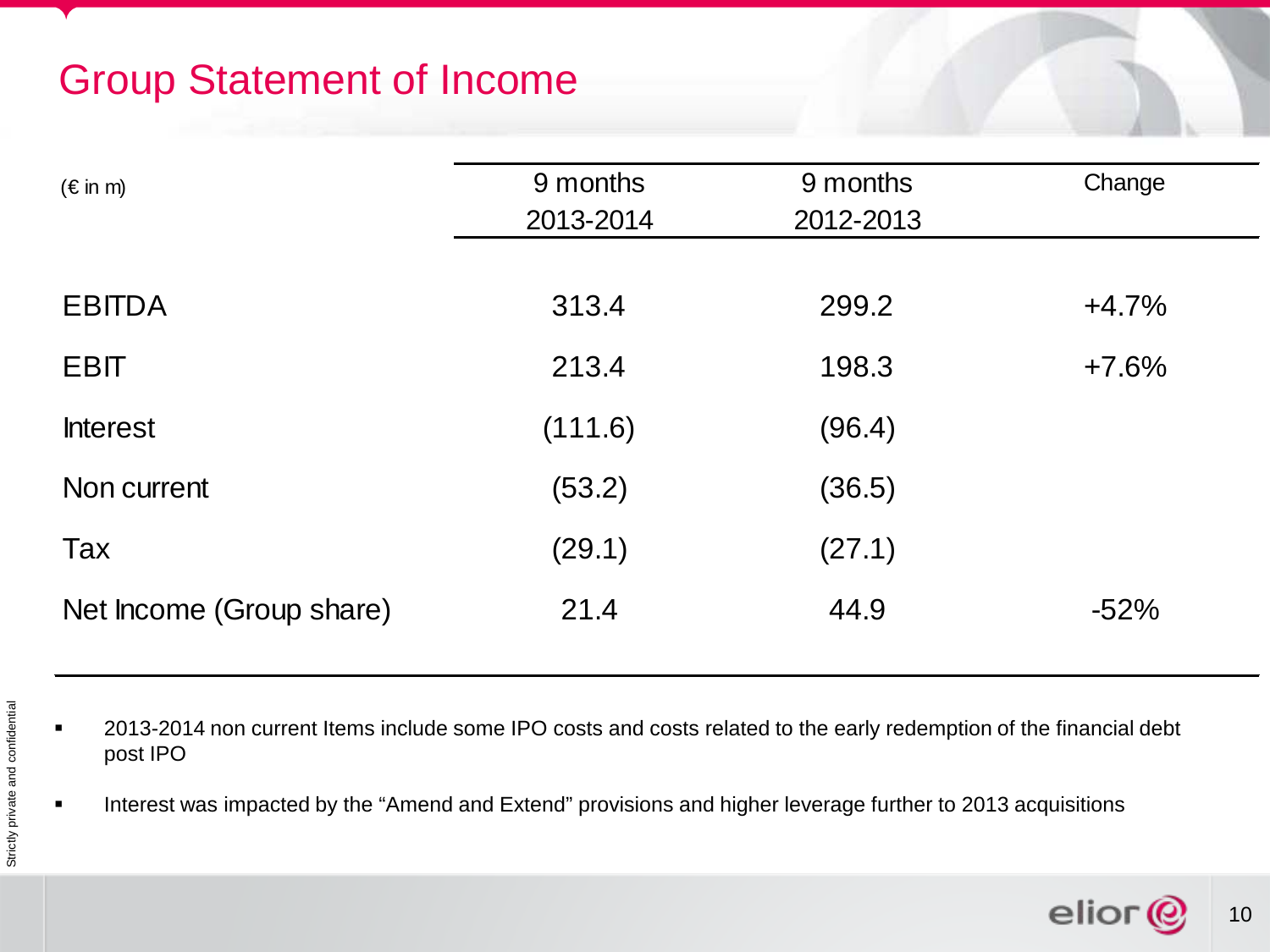# Group Statement of Income

| (€ in m) | 9 months 2013-2014 | 9 months 2012-2013 | Change |
| --- | --- | --- | --- |
| EBITDA | 313.4 | 299.2 | +4.7% |
| EBIT | 213.4 | 198.3 | +7.6% |
| Interest | (111.6) | (96.4) | |
| Non current | (53.2) | (36.5) | |
| Tax | (29.1) | (27.1) | |
| Net Income (Group share) | 21.4 | 44.9 | -52% |

- 2013-2014 non current Items include some IPO costs and costs related to the early redemption of the financial debt post IPO
- Interest was impacted by the "Amend and Extend" provisions and higher leverage further to 2013 acquisitions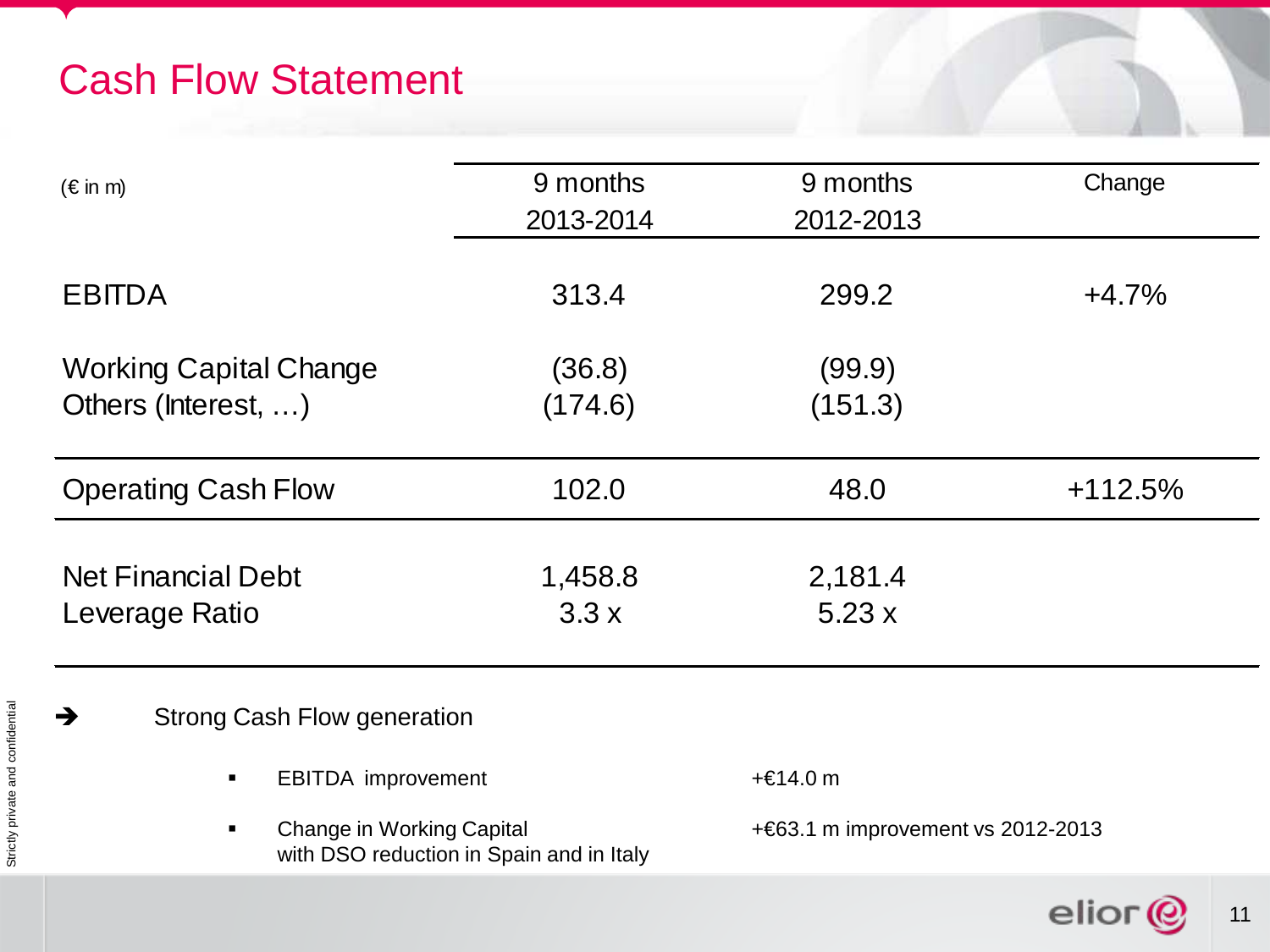# Cash Flow Statement

| (€ in m) | 9 months 2013-2014 | 9 months 2012-2013 | Change |
|---|---|---|---|
| EBITDA | 313.4 | 299.2 | +4.7% |
| Working Capital Change | (36.8) | (99.9) | |
| Others (Interest, …) | (174.6) | (151.3) | |
| Operating Cash Flow | 102.0 | 48.0 | +112.5% |
| Net Financial Debt | 1,458.8 | 2,181.4 | |
| Leverage Ratio | 3.3 x | 5.23 x | |

➔ Strong Cash Flow generation

- EBITDA improvement — +€14.0 m
- Change in Working Capital with DSO reduction in Spain and in Italy — +€63.1 m improvement vs 2012-2013

Strictly private and confidential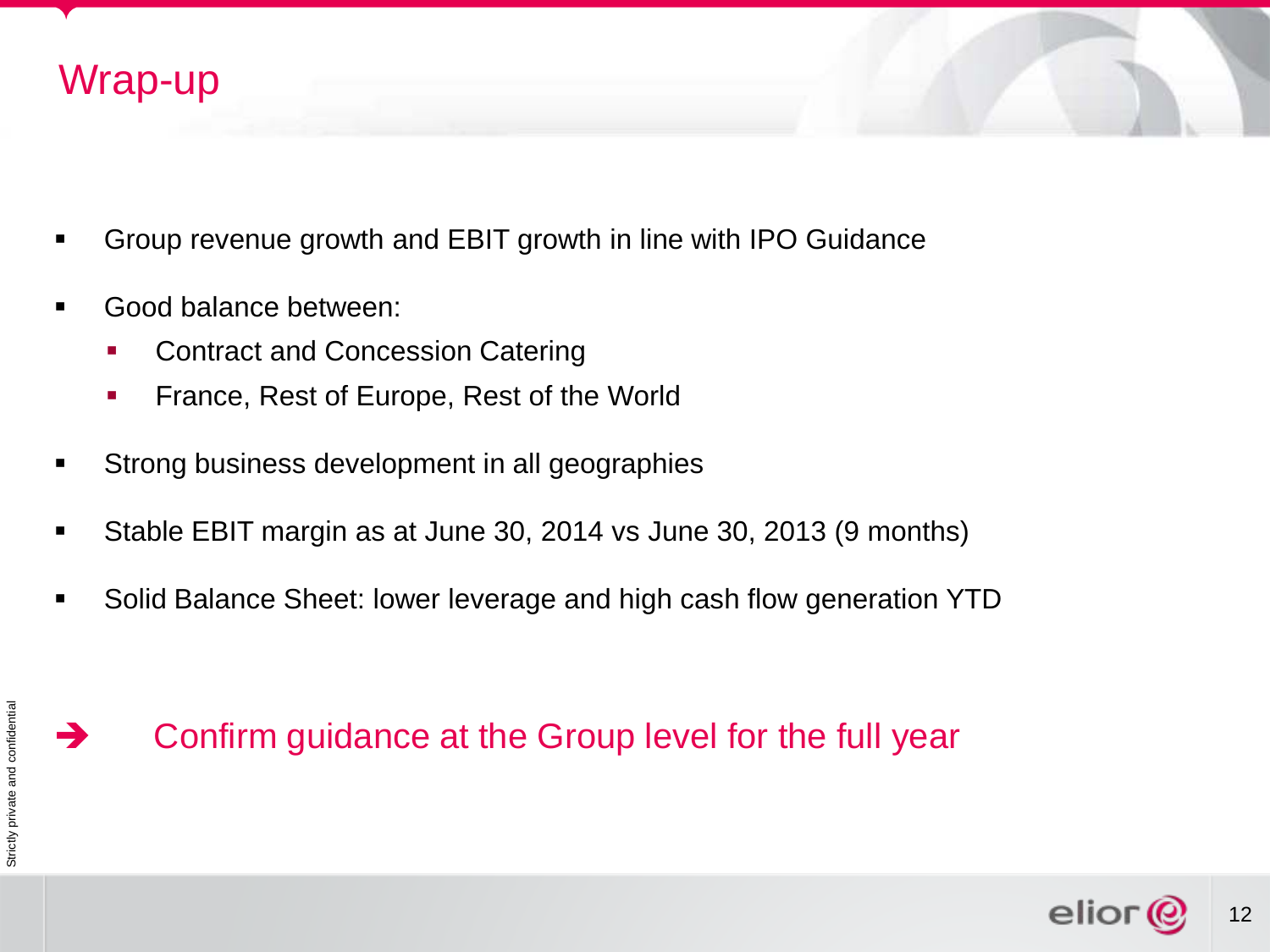# Wrap-up

- Group revenue growth and EBIT growth in line with IPO Guidance
- Good balance between:
  - Contract and Concession Catering
  - France, Rest of Europe, Rest of the World
- Strong business development in all geographies
- Stable EBIT margin as at June 30, 2014 vs June 30, 2013 (9 months)
- Solid Balance Sheet: lower leverage and high cash flow generation YTD

➔ Confirm guidance at the Group level for the full year

Strictly private and confidential